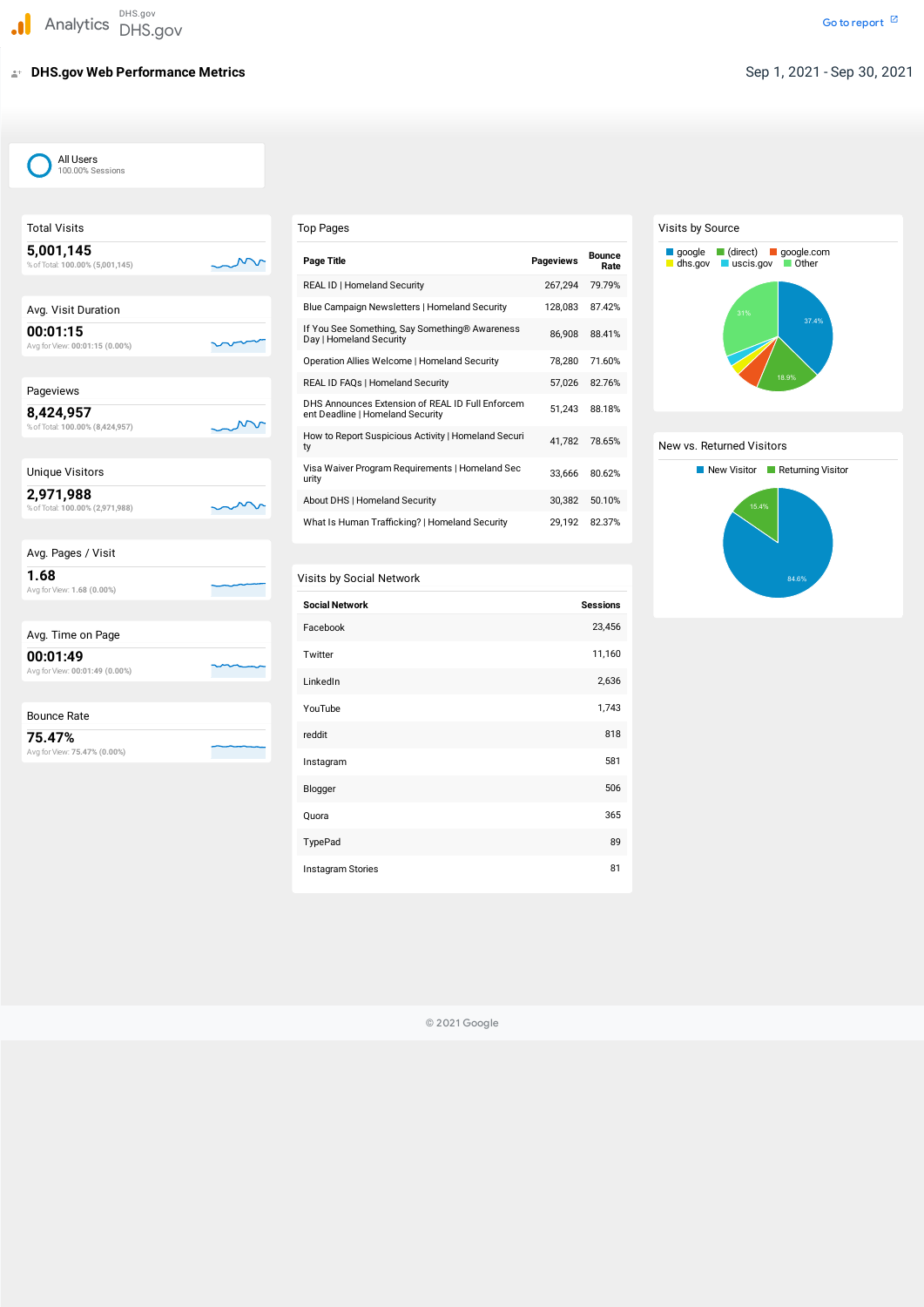Analytics DHS.gov DHS.gov

Go to report

# DHS.gov Web Performance Metrics

Sep 1, 2021 - Sep 30, 2021

All Users
100.00% Sessions

## Total Visits

**5,001,145**

% of Total: 100.00% (5,001,145)

## Avg. Visit Duration

**00:01:15**

Avg for View: 00:01:15 (0.00%)

## Pageviews

**8,424,957**

% of Total: 100.00% (8,424,957)

## Unique Visitors

**2,971,988**

% of Total: 100.00% (2,971,988)

## Avg. Pages / Visit

**1.68**

Avg for View: 1.68 (0.00%)

## Avg. Time on Page

**00:01:49**

Avg for View: 00:01:49 (0.00%)

## Bounce Rate

**75.47%**

Avg for View: 75.47% (0.00%)

## Top Pages

| Page Title | Pageviews | Bounce Rate |
|---|---|---|
| REAL ID \| Homeland Security | 267,294 | 79.79% |
| Blue Campaign Newsletters \| Homeland Security | 128,083 | 87.42% |
| If You See Something, Say Something® Awareness Day \| Homeland Security | 86,908 | 88.41% |
| Operation Allies Welcome \| Homeland Security | 78,280 | 71.60% |
| REAL ID FAQs \| Homeland Security | 57,026 | 82.76% |
| DHS Announces Extension of REAL ID Full Enforcement Deadline \| Homeland Security | 51,243 | 88.18% |
| How to Report Suspicious Activity \| Homeland Security | 41,782 | 78.65% |
| Visa Waiver Program Requirements \| Homeland Security | 33,666 | 80.62% |
| About DHS \| Homeland Security | 30,382 | 50.10% |
| What Is Human Trafficking? \| Homeland Security | 29,192 | 82.37% |

## Visits by Social Network

| Social Network | Sessions |
|---|---|
| Facebook | 23,456 |
| Twitter | 11,160 |
| LinkedIn | 2,636 |
| YouTube | 1,743 |
| reddit | 818 |
| Instagram | 581 |
| Blogger | 506 |
| Quora | 365 |
| TypePad | 89 |
| Instagram Stories | 81 |

## Visits by Source

google, (direct), google.com, dhs.gov, uscis.gov, Other

37.4%, 18.9%, 31%

## New vs. Returned Visitors

New Visitor, Returning Visitor

84.6%, 15.4%

© 2021 Google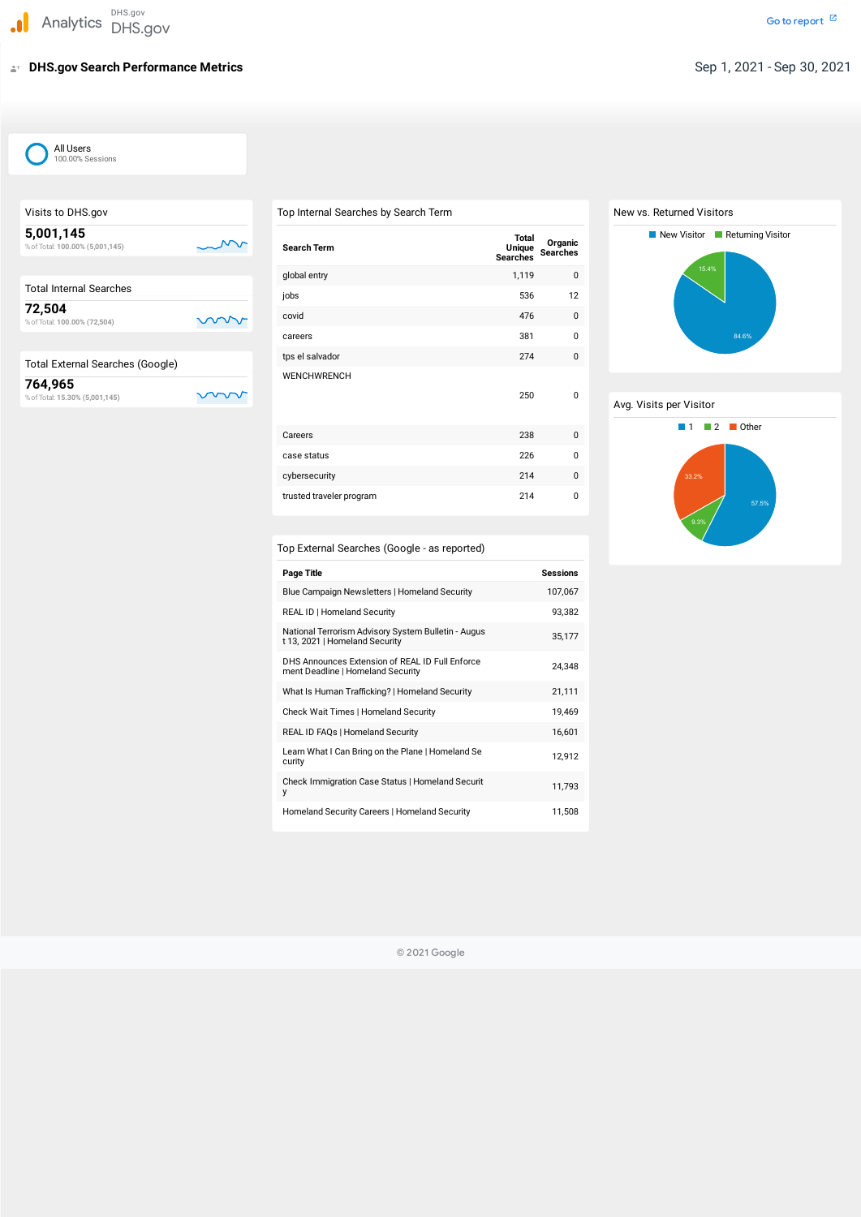Analytics DHS.gov DHS.gov

Go to report

# DHS.gov Search Performance Metrics

Sep 1, 2021 - Sep 30, 2021

All Users
100.00% Sessions

## Visits to DHS.gov

**5,001,145**

% of Total: 100.00% (5,001,145)

## Total Internal Searches

**72,504**

% of Total: 100.00% (72,504)

## Total External Searches (Google)

**764,965**

% of Total: 15.30% (5,001,145)

## Top Internal Searches by Search Term

| Search Term | Total Unique Searches | Organic Searches |
|---|---|---|
| global entry | 1,119 | 0 |
| jobs | 536 | 12 |
| covid | 476 | 0 |
| careers | 381 | 0 |
| tps el salvador | 274 | 0 |
| WENCHWRENCH | 250 | 0 |
| Careers | 238 | 0 |
| case status | 226 | 0 |
| cybersecurity | 214 | 0 |
| trusted traveler program | 214 | 0 |

## Top External Searches (Google - as reported)

| Page Title | Sessions |
|---|---|
| Blue Campaign Newsletters \| Homeland Security | 107,067 |
| REAL ID \| Homeland Security | 93,382 |
| National Terrorism Advisory System Bulletin - August 13, 2021 \| Homeland Security | 35,177 |
| DHS Announces Extension of REAL ID Full Enforcement Deadline \| Homeland Security | 24,348 |
| What Is Human Trafficking? \| Homeland Security | 21,111 |
| Check Wait Times \| Homeland Security | 19,469 |
| REAL ID FAQs \| Homeland Security | 16,601 |
| Learn What I Can Bring on the Plane \| Homeland Security | 12,912 |
| Check Immigration Case Status \| Homeland Security | 11,793 |
| Homeland Security Careers \| Homeland Security | 11,508 |

## New vs. Returned Visitors

| Visitor Type | Share |
|---|---|
| New Visitor | 84.6% |
| Returning Visitor | 15.4% |

## Avg. Visits per Visitor

| Visits | Share |
|---|---|
| 1 | 57.5% |
| 2 | 9.3% |
| Other | 33.2% |

© 2021 Google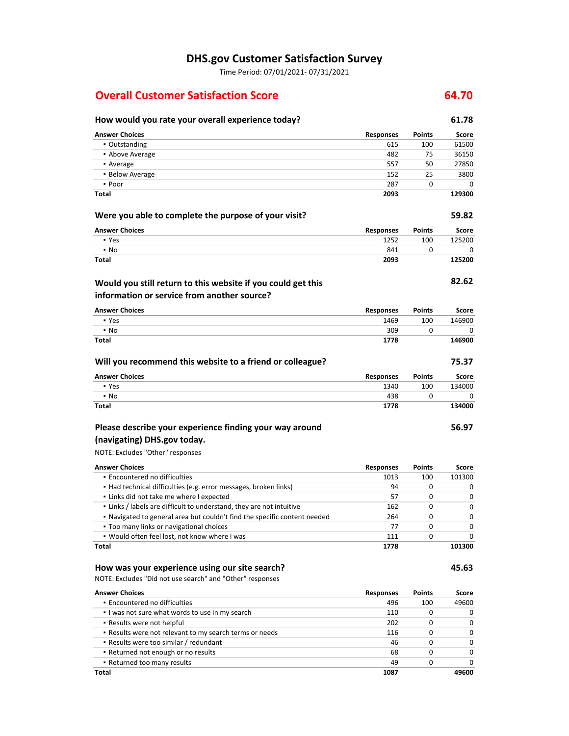# DHS.gov Customer Satisfaction Survey

Time Period: 07/01/2021- 07/31/2021

## Overall Customer Satisfaction Score 64.70

### How would you rate your overall experience today? 61.78

| Answer Choices | Responses | Points | Score |
|---|---|---|---|
| ▪ Outstanding | 615 | 100 | 61500 |
| ▪ Above Average | 482 | 75 | 36150 |
| ▪ Average | 557 | 50 | 27850 |
| ▪ Below Average | 152 | 25 | 3800 |
| ▪ Poor | 287 | 0 | 0 |
| **Total** | **2093** | | **129300** |

### Were you able to complete the purpose of your visit? 59.82

| Answer Choices | Responses | Points | Score |
|---|---|---|---|
| ▪ Yes | 1252 | 100 | 125200 |
| ▪ No | 841 | 0 | 0 |
| **Total** | **2093** | | **125200** |

### Would you still return to this website if you could get this information or service from another source? 82.62

| Answer Choices | Responses | Points | Score |
|---|---|---|---|
| ▪ Yes | 1469 | 100 | 146900 |
| ▪ No | 309 | 0 | 0 |
| **Total** | **1778** | | **146900** |

### Will you recommend this website to a friend or colleague? 75.37

| Answer Choices | Responses | Points | Score |
|---|---|---|---|
| ▪ Yes | 1340 | 100 | 134000 |
| ▪ No | 438 | 0 | 0 |
| **Total** | **1778** | | **134000** |

### Please describe your experience finding your way around (navigating) DHS.gov today. 56.97

NOTE: Excludes "Other" responses

| Answer Choices | Responses | Points | Score |
|---|---|---|---|
| ▪ Encountered no difficulties | 1013 | 100 | 101300 |
| ▪ Had technical difficulties (e.g. error messages, broken links) | 94 | 0 | 0 |
| ▪ Links did not take me where I expected | 57 | 0 | 0 |
| ▪ Links / labels are difficult to understand, they are not intuitive | 162 | 0 | 0 |
| ▪ Navigated to general area but couldn't find the specific content needed | 264 | 0 | 0 |
| ▪ Too many links or navigational choices | 77 | 0 | 0 |
| ▪ Would often feel lost, not know where I was | 111 | 0 | 0 |
| **Total** | **1778** | | **101300** |

### How was your experience using our site search? 45.63

NOTE: Excludes "Did not use search" and "Other" responses

| Answer Choices | Responses | Points | Score |
|---|---|---|---|
| ▪ Encountered no difficulties | 496 | 100 | 49600 |
| ▪ I was not sure what words to use in my search | 110 | 0 | 0 |
| ▪ Results were not helpful | 202 | 0 | 0 |
| ▪ Results were not relevant to my search terms or needs | 116 | 0 | 0 |
| ▪ Results were too similar / redundant | 46 | 0 | 0 |
| ▪ Returned not enough or no results | 68 | 0 | 0 |
| ▪ Returned too many results | 49 | 0 | 0 |
| **Total** | **1087** | | **49600** |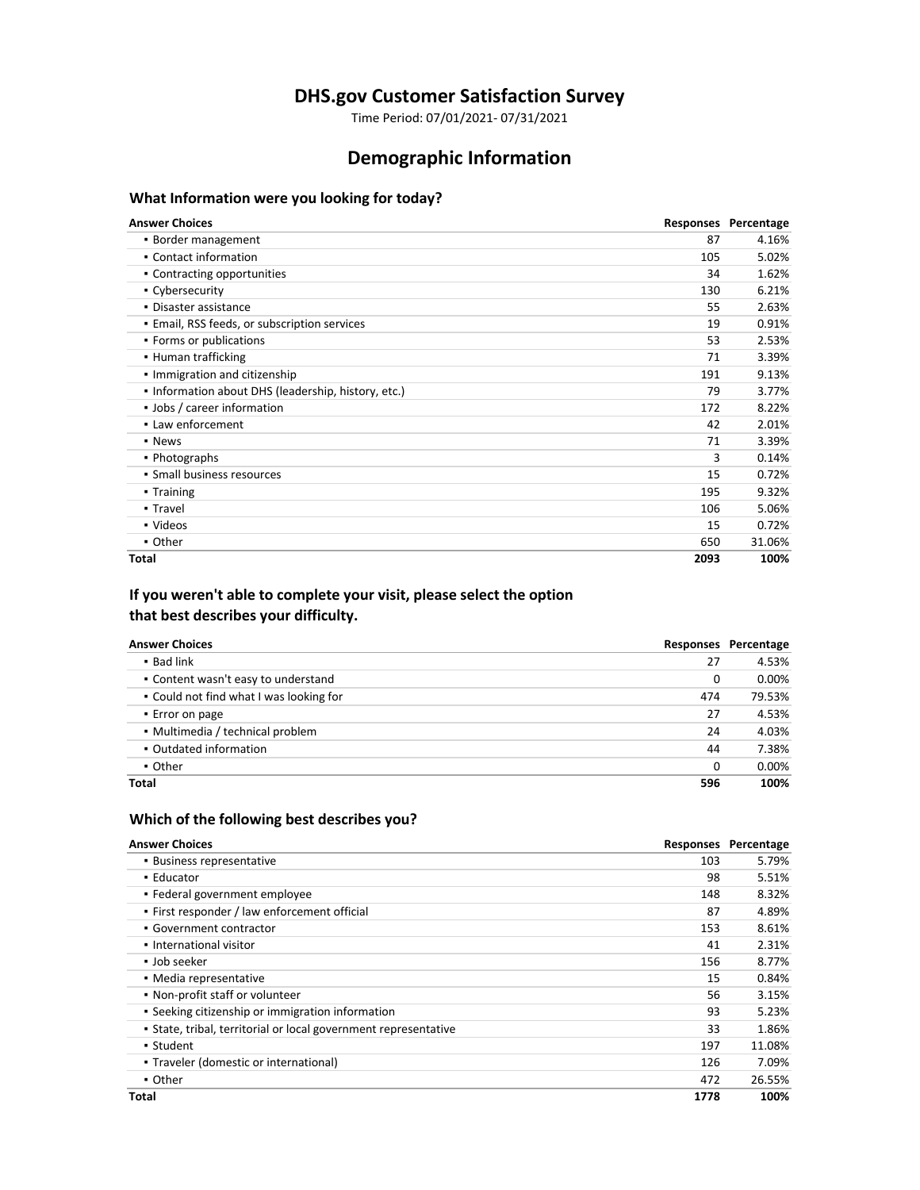# DHS.gov Customer Satisfaction Survey

Time Period: 07/01/2021- 07/31/2021

## Demographic Information

### What Information were you looking for today?

| Answer Choices | Responses | Percentage |
|---|---|---|
| ▪ Border management | 87 | 4.16% |
| ▪ Contact information | 105 | 5.02% |
| ▪ Contracting opportunities | 34 | 1.62% |
| ▪ Cybersecurity | 130 | 6.21% |
| ▪ Disaster assistance | 55 | 2.63% |
| ▪ Email, RSS feeds, or subscription services | 19 | 0.91% |
| ▪ Forms or publications | 53 | 2.53% |
| ▪ Human trafficking | 71 | 3.39% |
| ▪ Immigration and citizenship | 191 | 9.13% |
| ▪ Information about DHS (leadership, history, etc.) | 79 | 3.77% |
| ▪ Jobs / career information | 172 | 8.22% |
| ▪ Law enforcement | 42 | 2.01% |
| ▪ News | 71 | 3.39% |
| ▪ Photographs | 3 | 0.14% |
| ▪ Small business resources | 15 | 0.72% |
| ▪ Training | 195 | 9.32% |
| ▪ Travel | 106 | 5.06% |
| ▪ Videos | 15 | 0.72% |
| ▪ Other | 650 | 31.06% |
| **Total** | **2093** | **100%** |

### If you weren't able to complete your visit, please select the option that best describes your difficulty.

| Answer Choices | Responses | Percentage |
|---|---|---|
| ▪ Bad link | 27 | 4.53% |
| ▪ Content wasn't easy to understand | 0 | 0.00% |
| ▪ Could not find what I was looking for | 474 | 79.53% |
| ▪ Error on page | 27 | 4.53% |
| ▪ Multimedia / technical problem | 24 | 4.03% |
| ▪ Outdated information | 44 | 7.38% |
| ▪ Other | 0 | 0.00% |
| **Total** | **596** | **100%** |

### Which of the following best describes you?

| Answer Choices | Responses | Percentage |
|---|---|---|
| ▪ Business representative | 103 | 5.79% |
| ▪ Educator | 98 | 5.51% |
| ▪ Federal government employee | 148 | 8.32% |
| ▪ First responder / law enforcement official | 87 | 4.89% |
| ▪ Government contractor | 153 | 8.61% |
| ▪ International visitor | 41 | 2.31% |
| ▪ Job seeker | 156 | 8.77% |
| ▪ Media representative | 15 | 0.84% |
| ▪ Non-profit staff or volunteer | 56 | 3.15% |
| ▪ Seeking citizenship or immigration information | 93 | 5.23% |
| ▪ State, tribal, territorial or local government representative | 33 | 1.86% |
| ▪ Student | 197 | 11.08% |
| ▪ Traveler (domestic or international) | 126 | 7.09% |
| ▪ Other | 472 | 26.55% |
| **Total** | **1778** | **100%** |